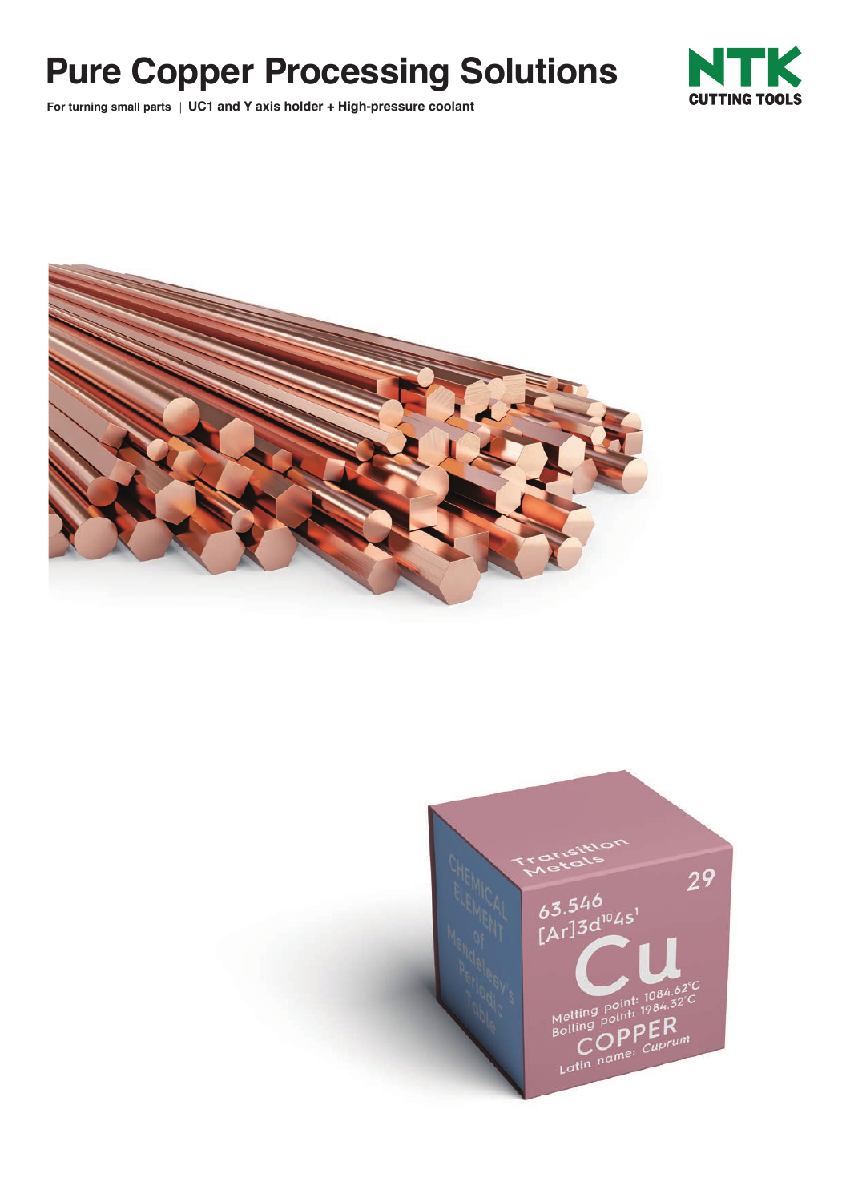# Pure Copper Processing Solutions

**For turning small parts** | **UC1 and Y axis holder + High-pressure coolant**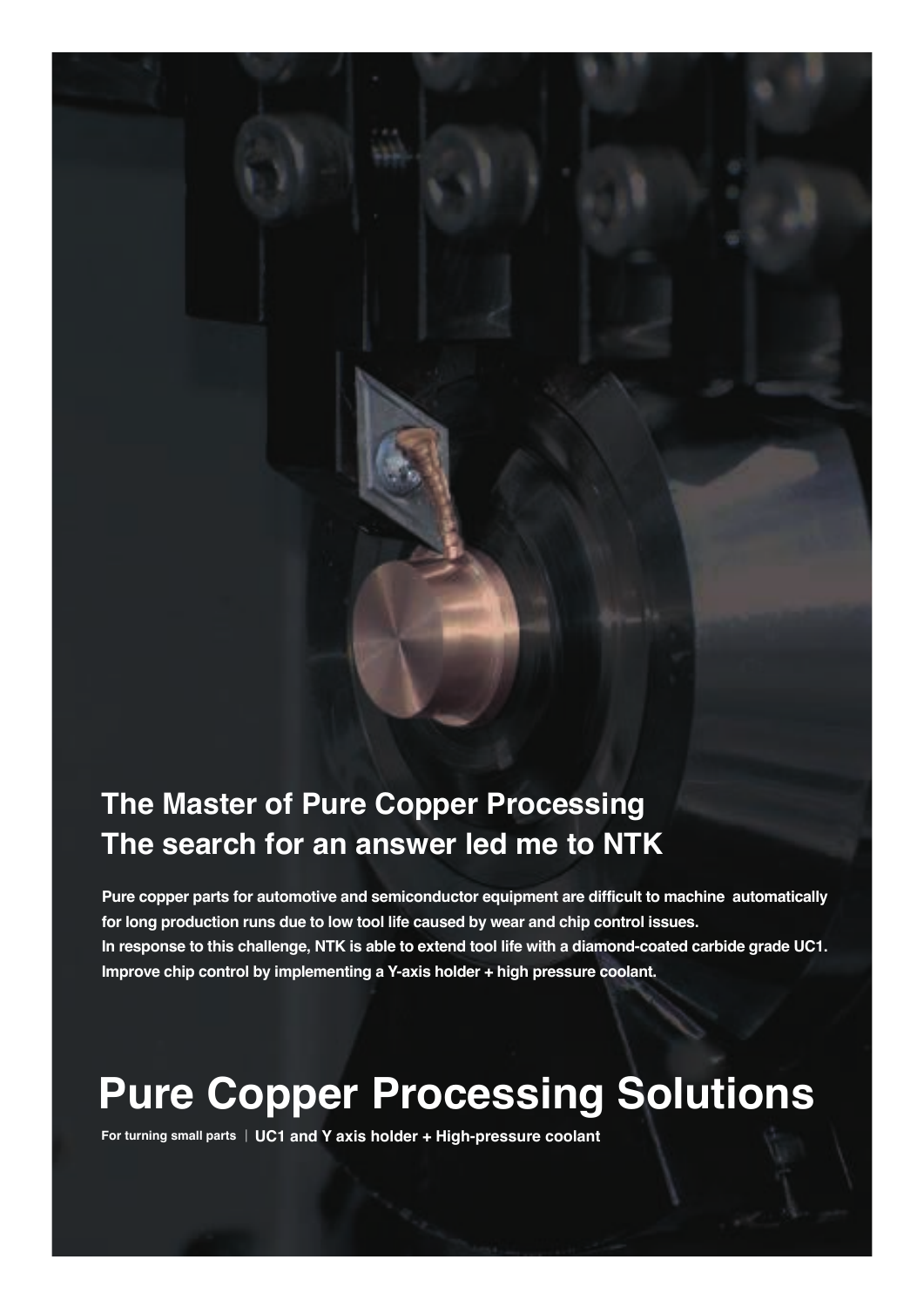## The Master of Pure Copper Processing
## The search for an answer led me to NTK

**Pure copper parts for automotive and semiconductor equipment are difficult to machine automatically for long production runs due to low tool life caused by wear and chip control issues.**
**In response to this challenge, NTK is able to extend tool life with a diamond-coated carbide grade UC1.**
**Improve chip control by implementing a Y-axis holder + high pressure coolant.**

# Pure Copper Processing Solutions

**For turning small parts | UC1 and Y axis holder + High-pressure coolant**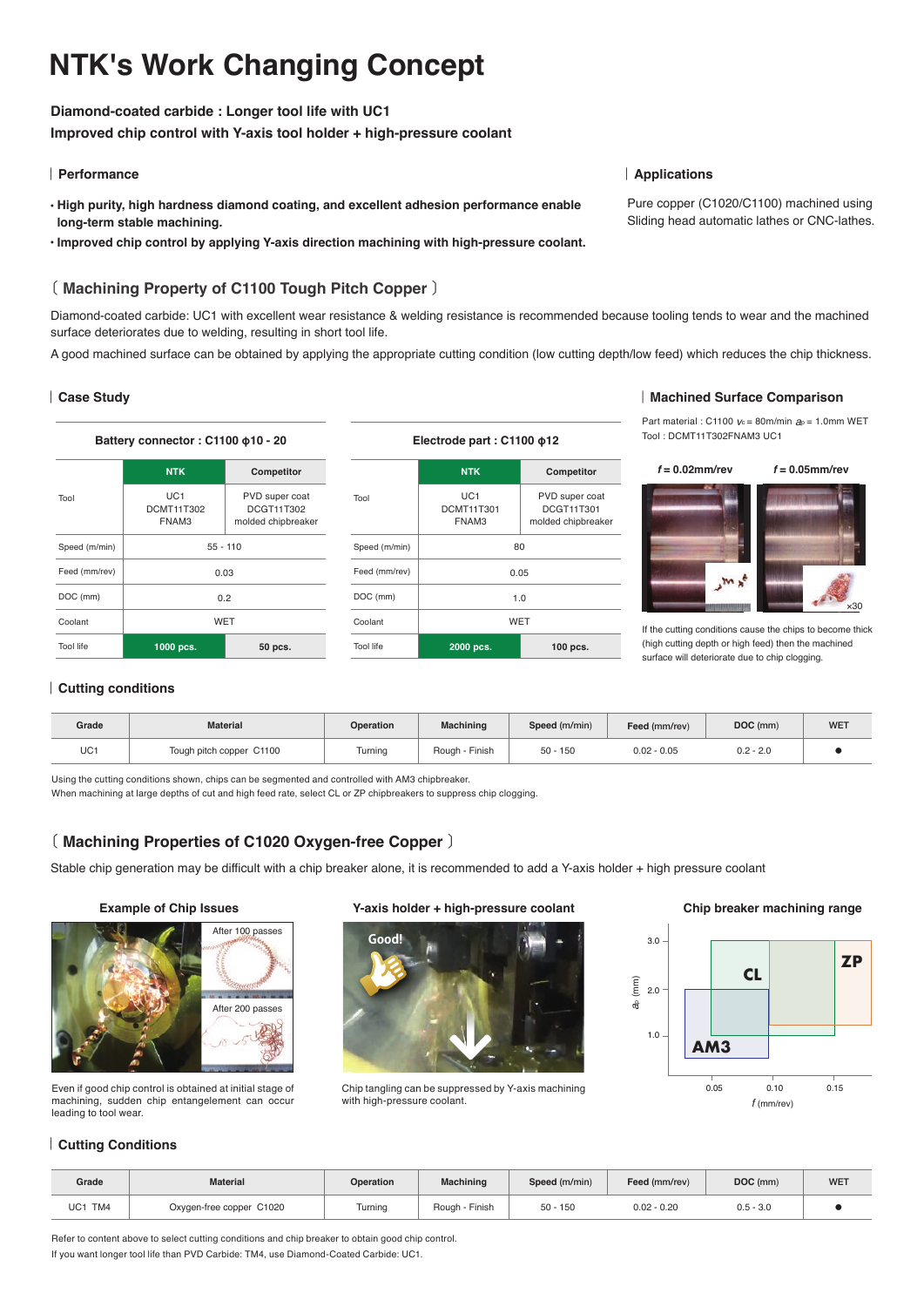# NTK's Work Changing Concept

**Diamond-coated carbide : Longer tool life with UC1**
**Improved chip control with Y-axis tool holder + high-pressure coolant**

## Performance

- **High purity, high hardness diamond coating, and excellent adhesion performance enable long-term stable machining.**
- **Improved chip control by applying Y-axis direction machining with high-pressure coolant.**

## Applications

Pure copper (C1020/C1100) machined using Sliding head automatic lathes or CNC-lathes.

## 〔 Machining Property of C1100 Tough Pitch Copper 〕

Diamond-coated carbide: UC1 with excellent wear resistance & welding resistance is recommended because tooling tends to wear and the machined surface deteriorates due to welding, resulting in short tool life.

A good machined surface can be obtained by applying the appropriate cutting condition (low cutting depth/low feed) which reduces the chip thickness.

### Case Study

**Battery connector : C1100 ϕ10 - 20**

| | NTK | Competitor |
|---|---|---|
| Tool | UC1 DCMT11T302 FNAM3 | PVD super coat DCGT11T302 molded chipbreaker |
| Speed (m/min) | 55 - 110 | |
| Feed (mm/rev) | 0.03 | |
| DOC (mm) | 0.2 | |
| Coolant | WET | |
| Tool life | 1000 pcs. | 50 pcs. |

**Electrode part : C1100 ϕ12**

| | NTK | Competitor |
|---|---|---|
| Tool | UC1 DCMT11T301 FNAM3 | PVD super coat DCGT11T301 molded chipbreaker |
| Speed (m/min) | 80 | |
| Feed (mm/rev) | 0.05 | |
| DOC (mm) | 1.0 | |
| Coolant | WET | |
| Tool life | 2000 pcs. | 100 pcs. |

### Machined Surface Comparison

Part material : C1100 $v_c$ = 80m/min $a_p$ = 1.0mm WET
Tool : DCMT11T302FNAM3 UC1

$f$ = 0.02mm/rev    $f$ = 0.05mm/rev

×30

If the cutting conditions cause the chips to become thick (high cutting depth or high feed) then the machined surface will deteriorate due to chip clogging.

### Cutting conditions

| Grade | Material | Operation | Machining | Speed (m/min) | Feed (mm/rev) | DOC (mm) | WET |
|---|---|---|---|---|---|---|---|
| UC1 | Tough pitch copper C1100 | Turning | Rough - Finish | 50 - 150 | 0.02 - 0.05 | 0.2 - 2.0 | ● |

Using the cutting conditions shown, chips can be segmented and controlled with AM3 chipbreaker.
When machining at large depths of cut and high feed rate, select CL or ZP chipbreakers to suppress chip clogging.

## 〔 Machining Properties of C1020 Oxygen-free Copper 〕

Stable chip generation may be difficult with a chip breaker alone, it is recommended to add a Y-axis holder + high pressure coolant

**Example of Chip Issues**

After 100 passes
After 200 passes

Even if good chip control is obtained at initial stage of machining, sudden chip entangelement can occur leading to tool wear.

**Y-axis holder + high-pressure coolant**

Good!

Chip tangling can be suppressed by Y-axis machining with high-pressure coolant.

**Chip breaker machining range**

$a_p$ (mm): 1.0, 2.0, 3.0
$f$ (mm/rev): 0.05, 0.10, 0.15
AM3, CL, ZP

### Cutting Conditions

| Grade | Material | Operation | Machining | Speed (m/min) | Feed (mm/rev) | DOC (mm) | WET |
|---|---|---|---|---|---|---|---|
| UC1 TM4 | Oxygen-free copper C1020 | Turning | Rough - Finish | 50 - 150 | 0.02 - 0.20 | 0.5 - 3.0 | ● |

Refer to content above to select cutting conditions and chip breaker to obtain good chip control.
If you want longer tool life than PVD Carbide: TM4, use Diamond-Coated Carbide: UC1.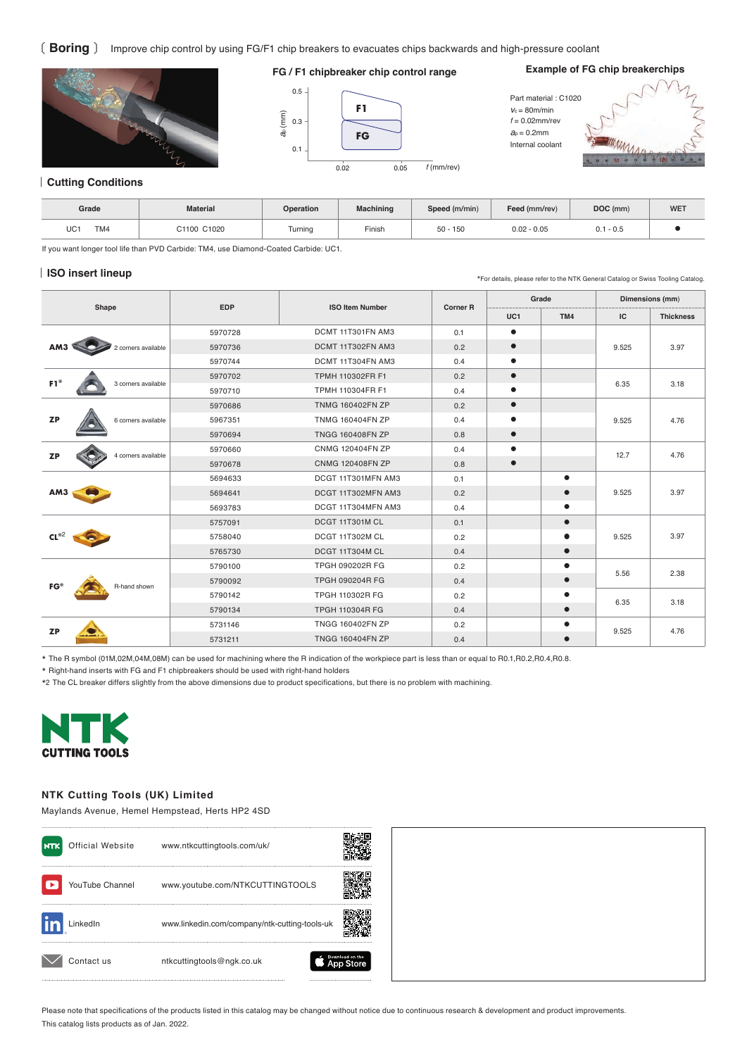## 〔 Boring 〕 Improve chip control by using FG/F1 chip breakers to evacuates chips backwards and high-pressure coolant

### FG / F1 chipbreaker chip control range

0.5
0.3
0.1
$a_p$ (mm)
F1
FG
0.02
0.05
$f$ (mm/rev)

### Example of FG chip breakerchips

Part material : C1020
$V_c$ = 80m/min
$f$ = 0.02mm/rev
$a_p$ = 0.2mm
Internal coolant

### Cutting Conditions

| Grade | Material | Operation | Machining | Speed (m/min) | Feed (mm/rev) | DOC (mm) | WET |
|---|---|---|---|---|---|---|---|
| UC1 TM4 | C1100 C1020 | Turning | Finish | 50 - 150 | 0.02 - 0.05 | 0.1 - 0.5 | ● |

If you want longer tool life than PVD Carbide: TM4, use Diamond-Coated Carbide: UC1.

### ISO insert lineup

*For details, please refer to the NTK General Catalog or Swiss Tooling Catalog.

| Shape | EDP | ISO Item Number | Corner R | Grade | | Dimensions (mm) | |
|---|---|---|---|---|---|---|---|
| | | | | UC1 | TM4 | IC | Thickness |
| AM3 (2 corners available) | 5970728 | DCMT 11T301FN AM3 | 0.1 | ● | | 9.525 | 3.97 |
| | 5970736 | DCMT 11T302FN AM3 | 0.2 | ● | | | |
| | 5970744 | DCMT 11T304FN AM3 | 0.4 | ● | | | |
| F1* (3 corners available) | 5970702 | TPMH 110302FR F1 | 0.2 | ● | | 6.35 | 3.18 |
| | 5970710 | TPMH 110304FR F1 | 0.4 | ● | | | |
| ZP (6 corners available) | 5970686 | TNMG 160402FN ZP | 0.2 | ● | | 9.525 | 4.76 |
| | 5967351 | TNMG 160404FN ZP | 0.4 | ● | | | |
| | 5970694 | TNGG 160408FN ZP | 0.8 | ● | | | |
| ZP (4 corners available) | 5970660 | CNMG 120404FN ZP | 0.4 | ● | | 12.7 | 4.76 |
| | 5970678 | CNMG 120408FN ZP | 0.8 | ● | | | |
| AM3 | 5694633 | DCGT 11T301MFN AM3 | 0.1 | | ● | 9.525 | 3.97 |
| | 5694641 | DCGT 11T302MFN AM3 | 0.2 | | ● | | |
| | 5693783 | DCGT 11T304MFN AM3 | 0.4 | | ● | | |
| CL*2 | 5757091 | DCGT 11T301M CL | 0.1 | | ● | 9.525 | 3.97 |
| | 5758040 | DCGT 11T302M CL | 0.2 | | ● | | |
| | 5765730 | DCGT 11T304M CL | 0.4 | | ● | | |
| FG* (R-hand shown) | 5790100 | TPGH 090202R FG | 0.2 | | ● | 5.56 | 2.38 |
| | 5790092 | TPGH 090204R FG | 0.4 | | ● | | |
| | 5790142 | TPGH 110302R FG | 0.2 | | ● | 6.35 | 3.18 |
| | 5790134 | TPGH 110304R FG | 0.4 | | ● | | |
| ZP | 5731146 | TNGG 160402FN ZP | 0.2 | | ● | 9.525 | 4.76 |
| | 5731211 | TNGG 160404FN ZP | 0.4 | | ● | | |

* The R symbol (01M,02M,04M,08M) can be used for machining where the R indication of the workpiece part is less than or equal to R0.1,R0.2,R0.4,R0.8.
* Right-hand inserts with FG and F1 chipbreakers should be used with right-hand holders
*2 The CL breaker differs slightly from the above dimensions due to product specifications, but there is no problem with machining.

NTK CUTTING TOOLS

**NTK Cutting Tools (UK) Limited**

Maylands Avenue, Hemel Hempstead, Herts HP2 4SD

| | |
|---|---|
| Official Website | www.ntkcuttingtools.com/uk/ |
| YouTube Channel | www.youtube.com/NTKCUTTINGTOOLS |
| LinkedIn | www.linkedin.com/company/ntk-cutting-tools-uk |
| Contact us | ntkcuttingtools@ngk.co.uk |

Download on the App Store

Please note that specifications of the products listed in this catalog may be changed without notice due to continuous research & development and product improvements.
This catalog lists products as of Jan. 2022.